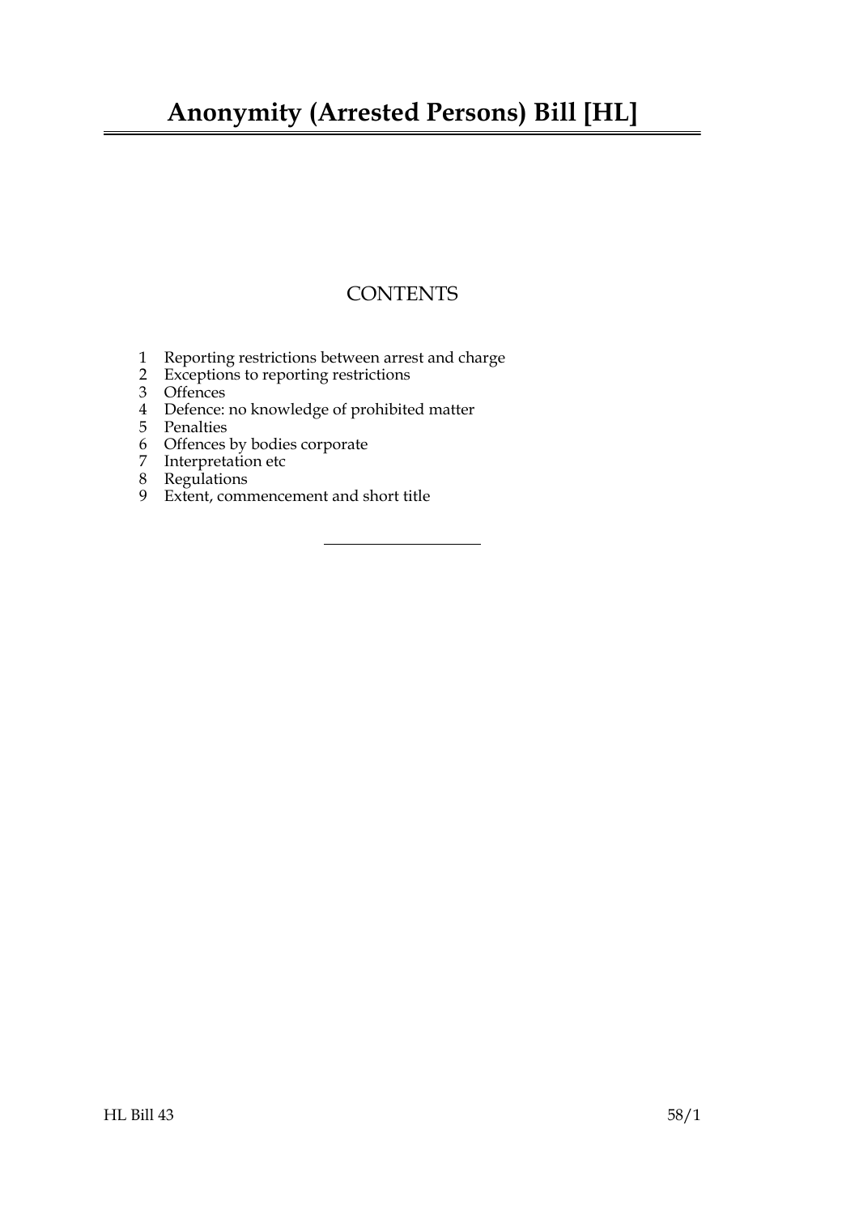# Anonymity (Arrested Persons) Bill [HL]

## CONTENTS

1 Reporting restrictions between arrest and charge
2 Exceptions to reporting restrictions
3 Offences
4 Defence: no knowledge of prohibited matter
5 Penalties
6 Offences by bodies corporate
7 Interpretation etc
8 Regulations
9 Extent, commencement and short title

---

HL Bill 43 58/1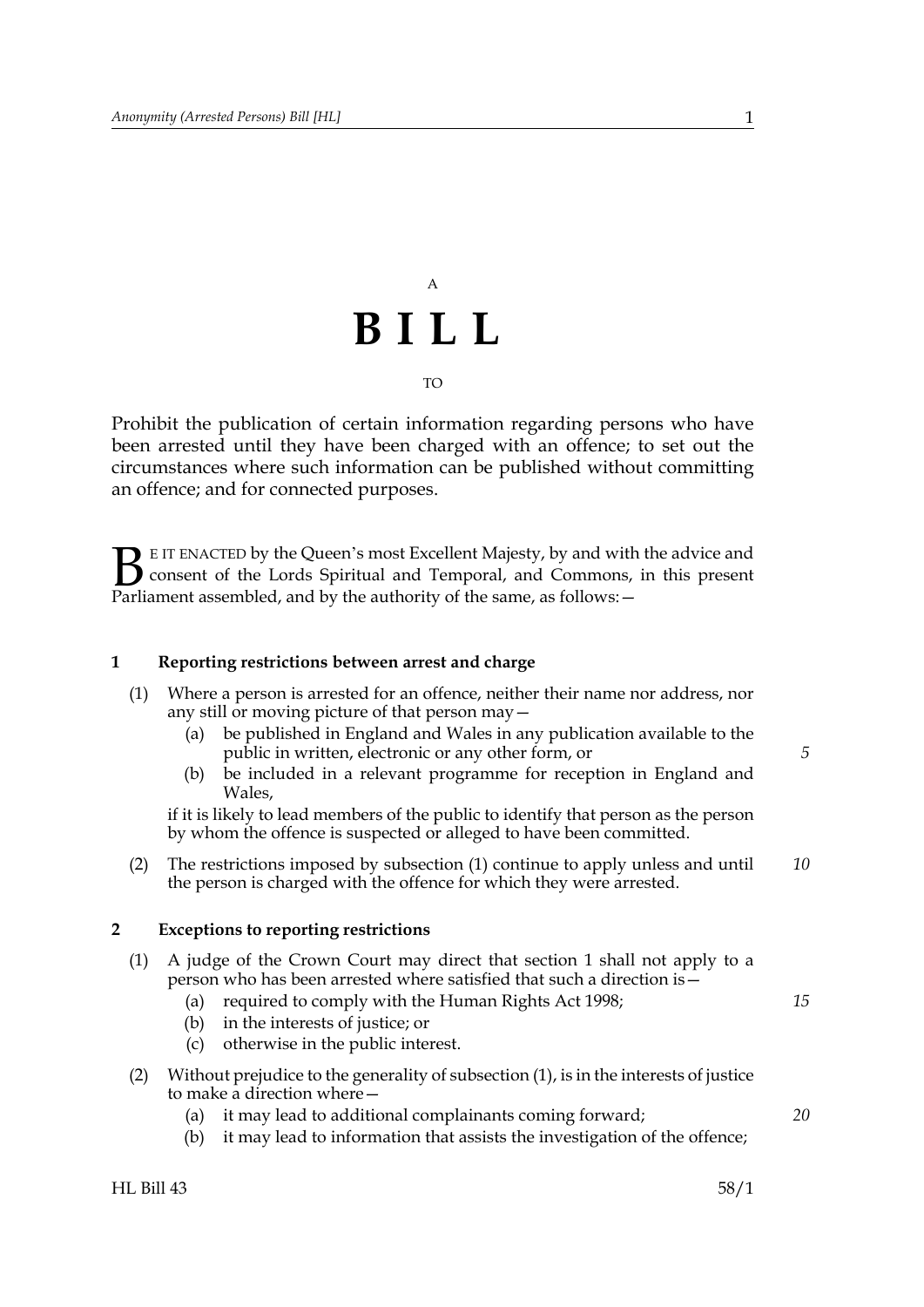A

# B I L L

TO

Prohibit the publication of certain information regarding persons who have been arrested until they have been charged with an offence; to set out the circumstances where such information can be published without committing an offence; and for connected purposes.

BE IT ENACTED by the Queen's most Excellent Majesty, by and with the advice and consent of the Lords Spiritual and Temporal, and Commons, in this present Parliament assembled, and by the authority of the same, as follows:—

### 1 Reporting restrictions between arrest and charge

(1) Where a person is arrested for an offence, neither their name nor address, nor any still or moving picture of that person may—

   (a) be published in England and Wales in any publication available to the public in written, electronic or any other form, or

   (b) be included in a relevant programme for reception in England and Wales,

if it is likely to lead members of the public to identify that person as the person by whom the offence is suspected or alleged to have been committed.

(2) The restrictions imposed by subsection (1) continue to apply unless and until the person is charged with the offence for which they were arrested.

### 2 Exceptions to reporting restrictions

(1) A judge of the Crown Court may direct that section 1 shall not apply to a person who has been arrested where satisfied that such a direction is—

   (a) required to comply with the Human Rights Act 1998;

   (b) in the interests of justice; or

   (c) otherwise in the public interest.

(2) Without prejudice to the generality of subsection (1), is in the interests of justice to make a direction where—

   (a) it may lead to additional complainants coming forward;

   (b) it may lead to information that assists the investigation of the offence;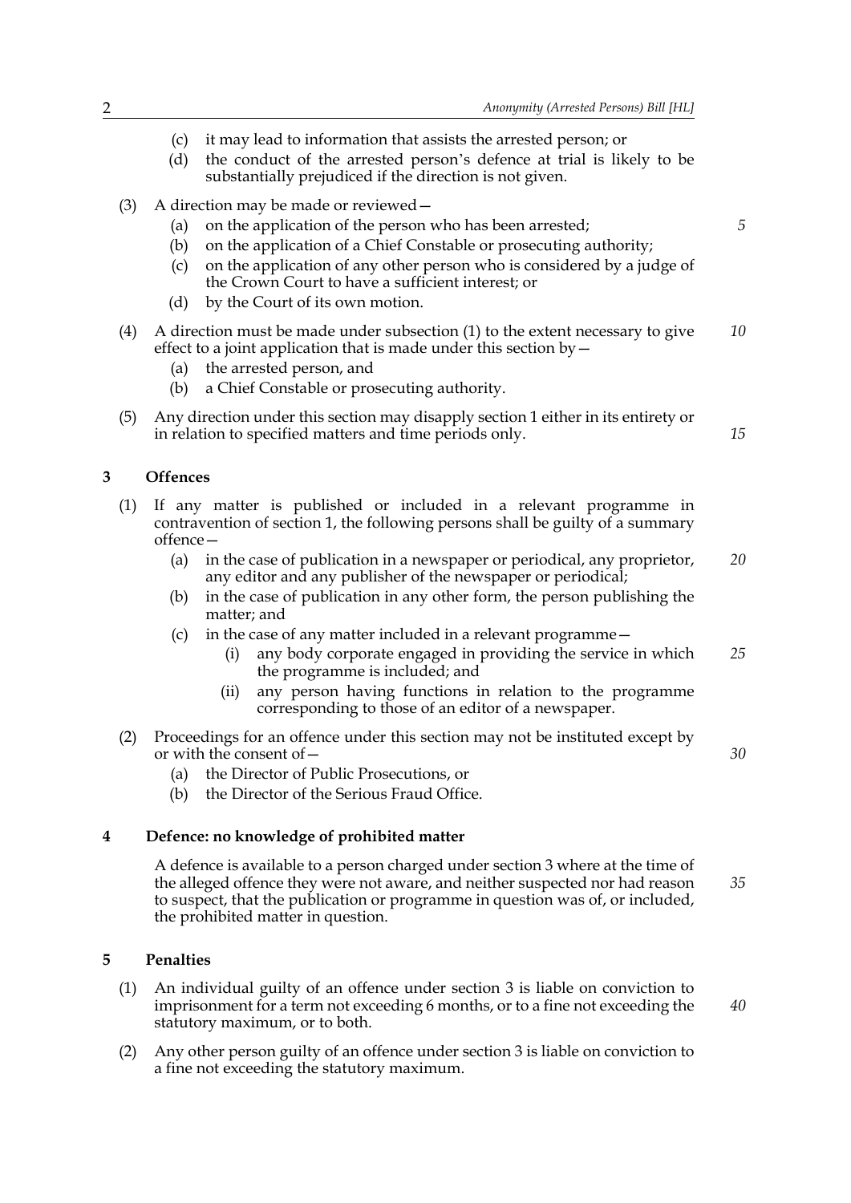(c) it may lead to information that assists the arrested person; or

(d) the conduct of the arrested person's defence at trial is likely to be substantially prejudiced if the direction is not given.

(3) A direction may be made or reviewed—

(a) on the application of the person who has been arrested;

(b) on the application of a Chief Constable or prosecuting authority;

(c) on the application of any other person who is considered by a judge of the Crown Court to have a sufficient interest; or

(d) by the Court of its own motion.

(4) A direction must be made under subsection (1) to the extent necessary to give effect to a joint application that is made under this section by—

(a) the arrested person, and

(b) a Chief Constable or prosecuting authority.

(5) Any direction under this section may disapply section 1 either in its entirety or in relation to specified matters and time periods only.

## 3 Offences

(1) If any matter is published or included in a relevant programme in contravention of section 1, the following persons shall be guilty of a summary offence—

(a) in the case of publication in a newspaper or periodical, any proprietor, any editor and any publisher of the newspaper or periodical;

(b) in the case of publication in any other form, the person publishing the matter; and

(c) in the case of any matter included in a relevant programme—

(i) any body corporate engaged in providing the service in which the programme is included; and

(ii) any person having functions in relation to the programme corresponding to those of an editor of a newspaper.

(2) Proceedings for an offence under this section may not be instituted except by or with the consent of—

(a) the Director of Public Prosecutions, or

(b) the Director of the Serious Fraud Office.

## 4 Defence: no knowledge of prohibited matter

A defence is available to a person charged under section 3 where at the time of the alleged offence they were not aware, and neither suspected nor had reason to suspect, that the publication or programme in question was of, or included, the prohibited matter in question.

## 5 Penalties

(1) An individual guilty of an offence under section 3 is liable on conviction to imprisonment for a term not exceeding 6 months, or to a fine not exceeding the statutory maximum, or to both.

(2) Any other person guilty of an offence under section 3 is liable on conviction to a fine not exceeding the statutory maximum.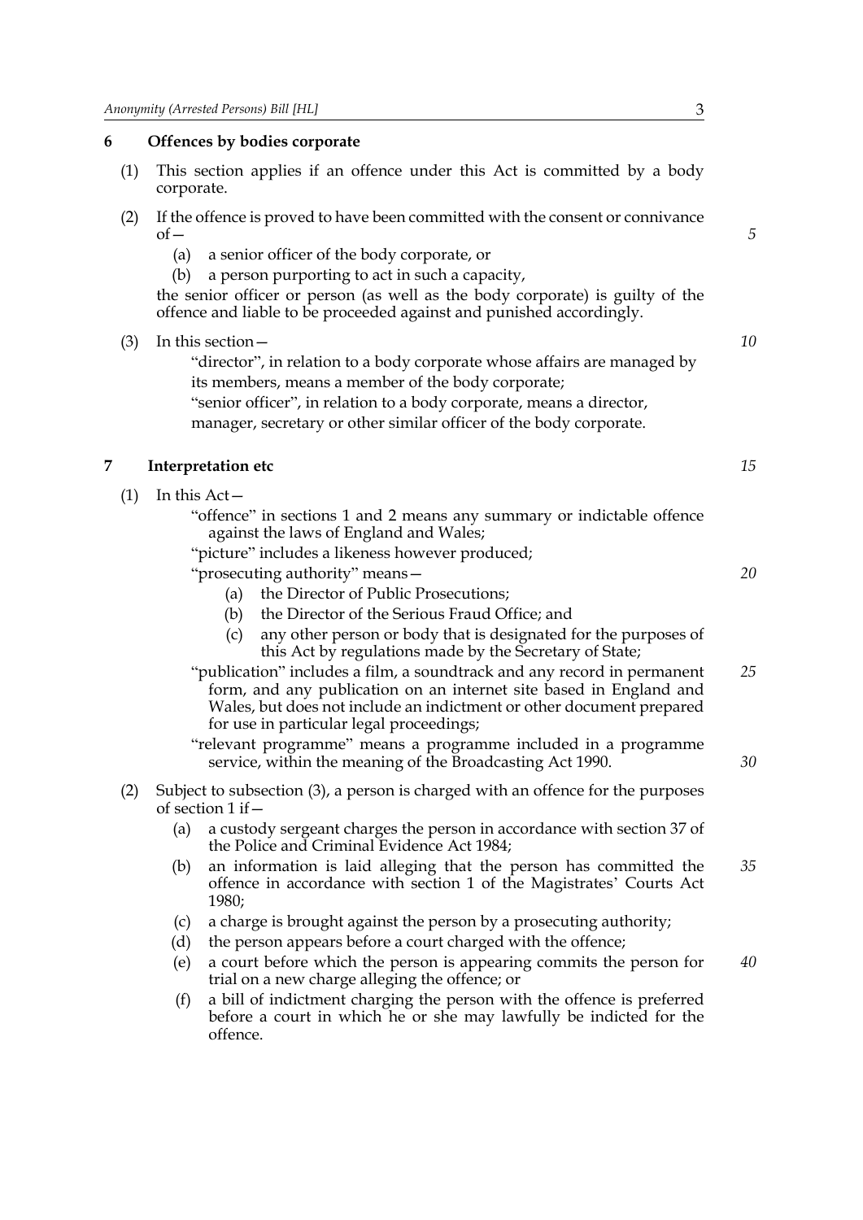## 6 Offences by bodies corporate

(1) This section applies if an offence under this Act is committed by a body corporate.

(2) If the offence is proved to have been committed with the consent or connivance of—

(a) a senior officer of the body corporate, or

(b) a person purporting to act in such a capacity,

the senior officer or person (as well as the body corporate) is guilty of the offence and liable to be proceeded against and punished accordingly.

(3) In this section—

"director", in relation to a body corporate whose affairs are managed by its members, means a member of the body corporate;

"senior officer", in relation to a body corporate, means a director, manager, secretary or other similar officer of the body corporate.

## 7 Interpretation etc

(1) In this Act—

"offence" in sections 1 and 2 means any summary or indictable offence against the laws of England and Wales;

"picture" includes a likeness however produced;

"prosecuting authority" means—

(a) the Director of Public Prosecutions;

(b) the Director of the Serious Fraud Office; and

(c) any other person or body that is designated for the purposes of this Act by regulations made by the Secretary of State;

"publication" includes a film, a soundtrack and any record in permanent form, and any publication on an internet site based in England and Wales, but does not include an indictment or other document prepared for use in particular legal proceedings;

"relevant programme" means a programme included in a programme service, within the meaning of the Broadcasting Act 1990.

(2) Subject to subsection (3), a person is charged with an offence for the purposes of section 1 if—

(a) a custody sergeant charges the person in accordance with section 37 of the Police and Criminal Evidence Act 1984;

(b) an information is laid alleging that the person has committed the offence in accordance with section 1 of the Magistrates' Courts Act 1980;

(c) a charge is brought against the person by a prosecuting authority;

(d) the person appears before a court charged with the offence;

(e) a court before which the person is appearing commits the person for trial on a new charge alleging the offence; or

(f) a bill of indictment charging the person with the offence is preferred before a court in which he or she may lawfully be indicted for the offence.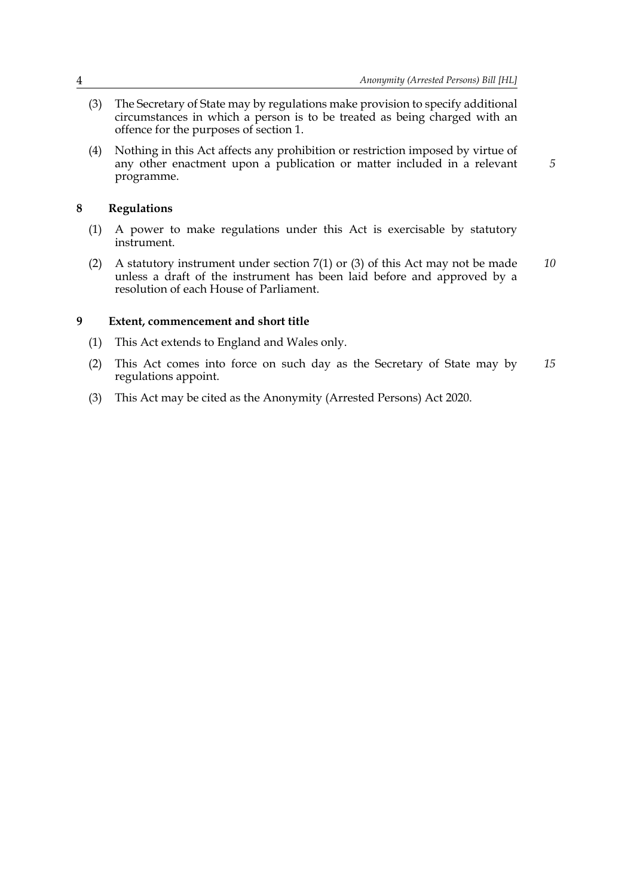(3) The Secretary of State may by regulations make provision to specify additional circumstances in which a person is to be treated as being charged with an offence for the purposes of section 1.

(4) Nothing in this Act affects any prohibition or restriction imposed by virtue of any other enactment upon a publication or matter included in a relevant programme.

## 8 Regulations

(1) A power to make regulations under this Act is exercisable by statutory instrument.

(2) A statutory instrument under section 7(1) or (3) of this Act may not be made unless a draft of the instrument has been laid before and approved by a resolution of each House of Parliament.

## 9 Extent, commencement and short title

(1) This Act extends to England and Wales only.

(2) This Act comes into force on such day as the Secretary of State may by regulations appoint.

(3) This Act may be cited as the Anonymity (Arrested Persons) Act 2020.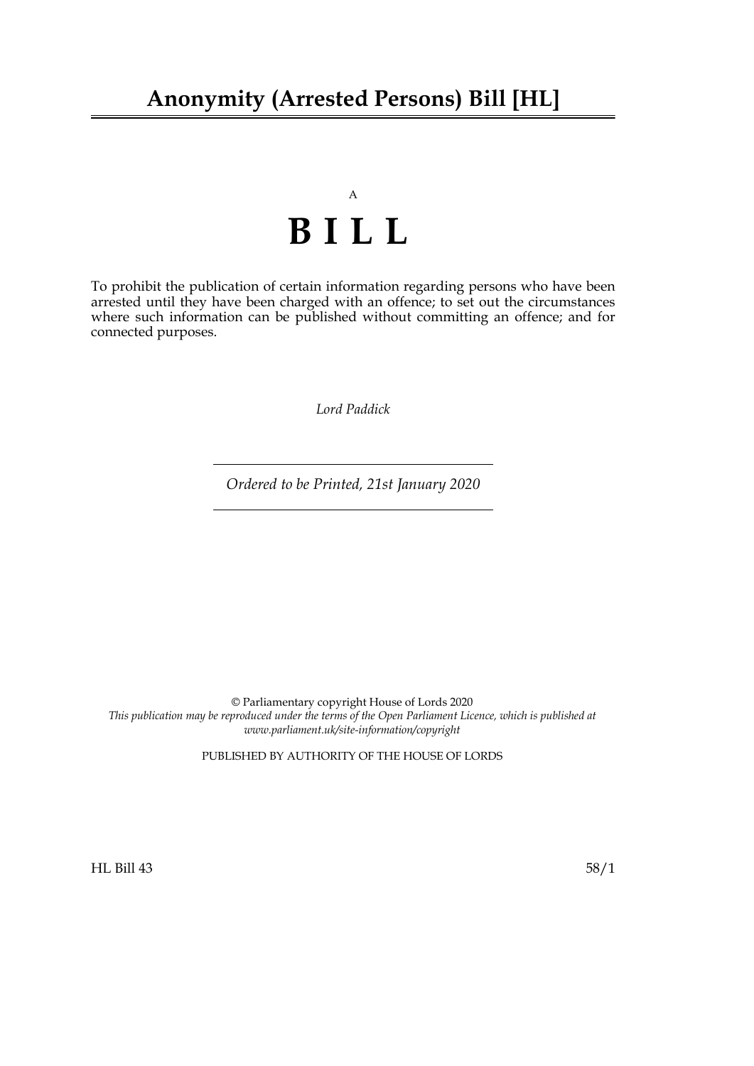# Anonymity (Arrested Persons) Bill [HL]

A

# B I L L

To prohibit the publication of certain information regarding persons who have been arrested until they have been charged with an offence; to set out the circumstances where such information can be published without committing an offence; and for connected purposes.

*Lord Paddick*

*Ordered to be Printed, 21st January 2020*

© Parliamentary copyright House of Lords 2020
*This publication may be reproduced under the terms of the Open Parliament Licence, which is published at www.parliament.uk/site-information/copyright*

PUBLISHED BY AUTHORITY OF THE HOUSE OF LORDS

HL Bill 43 58/1